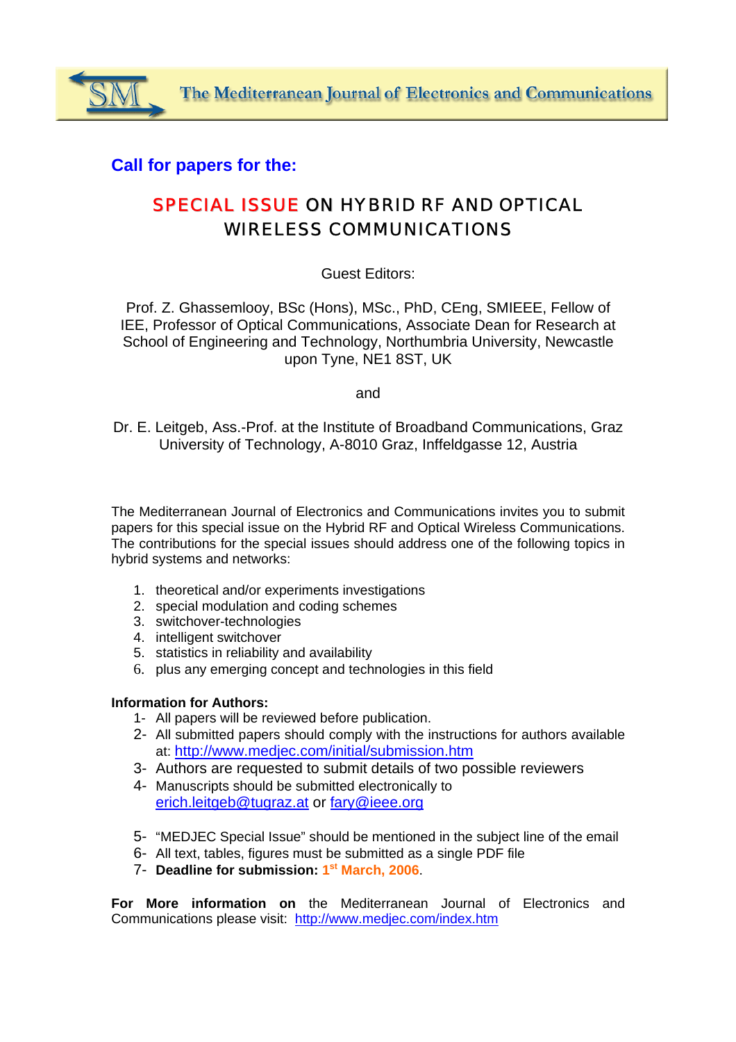# The Mediterranean Journal of Electronics and Communications

## Call for papers for the:

# SPECIAL ISSUE ON HYBRID RF AND OPTICAL WIRELESS COMMUNICATIONS

Guest Editors:

Prof. Z. Ghassemlooy, BSc (Hons), MSc., PhD, CEng, SMIEEE, Fellow of IEE, Professor of Optical Communications, Associate Dean for Research at School of Engineering and Technology, Northumbria University, Newcastle upon Tyne, NE1 8ST, UK

and

Dr. E. Leitgeb, Ass.-Prof. at the Institute of Broadband Communications, Graz University of Technology, A-8010 Graz, Inffeldgasse 12, Austria

The Mediterranean Journal of Electronics and Communications invites you to submit papers for this special issue on the Hybrid RF and Optical Wireless Communications. The contributions for the special issues should address one of the following topics in hybrid systems and networks:

1. theoretical and/or experiments investigations
2. special modulation and coding schemes
3. switchover-technologies
4. intelligent switchover
5. statistics in reliability and availability
6. plus any emerging concept and technologies in this field

**Information for Authors:**

1- All papers will be reviewed before publication.
2- All submitted papers should comply with the instructions for authors available at: http://www.medjec.com/initial/submission.htm
3- Authors are requested to submit details of two possible reviewers
4- Manuscripts should be submitted electronically to erich.leitgeb@tugraz.at or fary@ieee.org
5- "MEDJEC Special Issue" should be mentioned in the subject line of the email
6- All text, tables, figures must be submitted as a single PDF file
7- **Deadline for submission: 1st March, 2006**.

**For More information on** the Mediterranean Journal of Electronics and Communications please visit: http://www.medjec.com/index.htm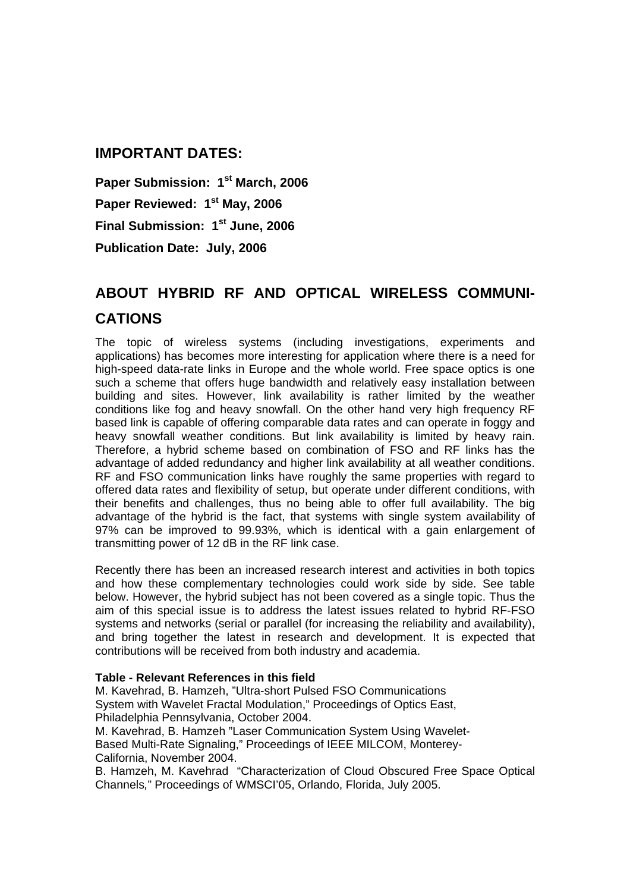## IMPORTANT DATES:

**Paper Submission: 1st March, 2006**

**Paper Reviewed: 1st May, 2006**

**Final Submission: 1st June, 2006**

**Publication Date: July, 2006**

## ABOUT HYBRID RF AND OPTICAL WIRELESS COMMUNICATIONS

The topic of wireless systems (including investigations, experiments and applications) has becomes more interesting for application where there is a need for high-speed data-rate links in Europe and the whole world. Free space optics is one such a scheme that offers huge bandwidth and relatively easy installation between building and sites. However, link availability is rather limited by the weather conditions like fog and heavy snowfall. On the other hand very high frequency RF based link is capable of offering comparable data rates and can operate in foggy and heavy snowfall weather conditions. But link availability is limited by heavy rain. Therefore, a hybrid scheme based on combination of FSO and RF links has the advantage of added redundancy and higher link availability at all weather conditions. RF and FSO communication links have roughly the same properties with regard to offered data rates and flexibility of setup, but operate under different conditions, with their benefits and challenges, thus no being able to offer full availability. The big advantage of the hybrid is the fact, that systems with single system availability of 97% can be improved to 99.93%, which is identical with a gain enlargement of transmitting power of 12 dB in the RF link case.

Recently there has been an increased research interest and activities in both topics and how these complementary technologies could work side by side. See table below. However, the hybrid subject has not been covered as a single topic. Thus the aim of this special issue is to address the latest issues related to hybrid RF-FSO systems and networks (serial or parallel (for increasing the reliability and availability), and bring together the latest in research and development. It is expected that contributions will be received from both industry and academia.

**Table - Relevant References in this field**

M. Kavehrad, B. Hamzeh, "Ultra-short Pulsed FSO Communications System with Wavelet Fractal Modulation," Proceedings of Optics East, Philadelphia Pennsylvania, October 2004.

M. Kavehrad, B. Hamzeh "Laser Communication System Using Wavelet-Based Multi-Rate Signaling," Proceedings of IEEE MILCOM, Monterey-California, November 2004.

B. Hamzeh, M. Kavehrad "Characterization of Cloud Obscured Free Space Optical Channels," Proceedings of WMSCI'05, Orlando, Florida, July 2005.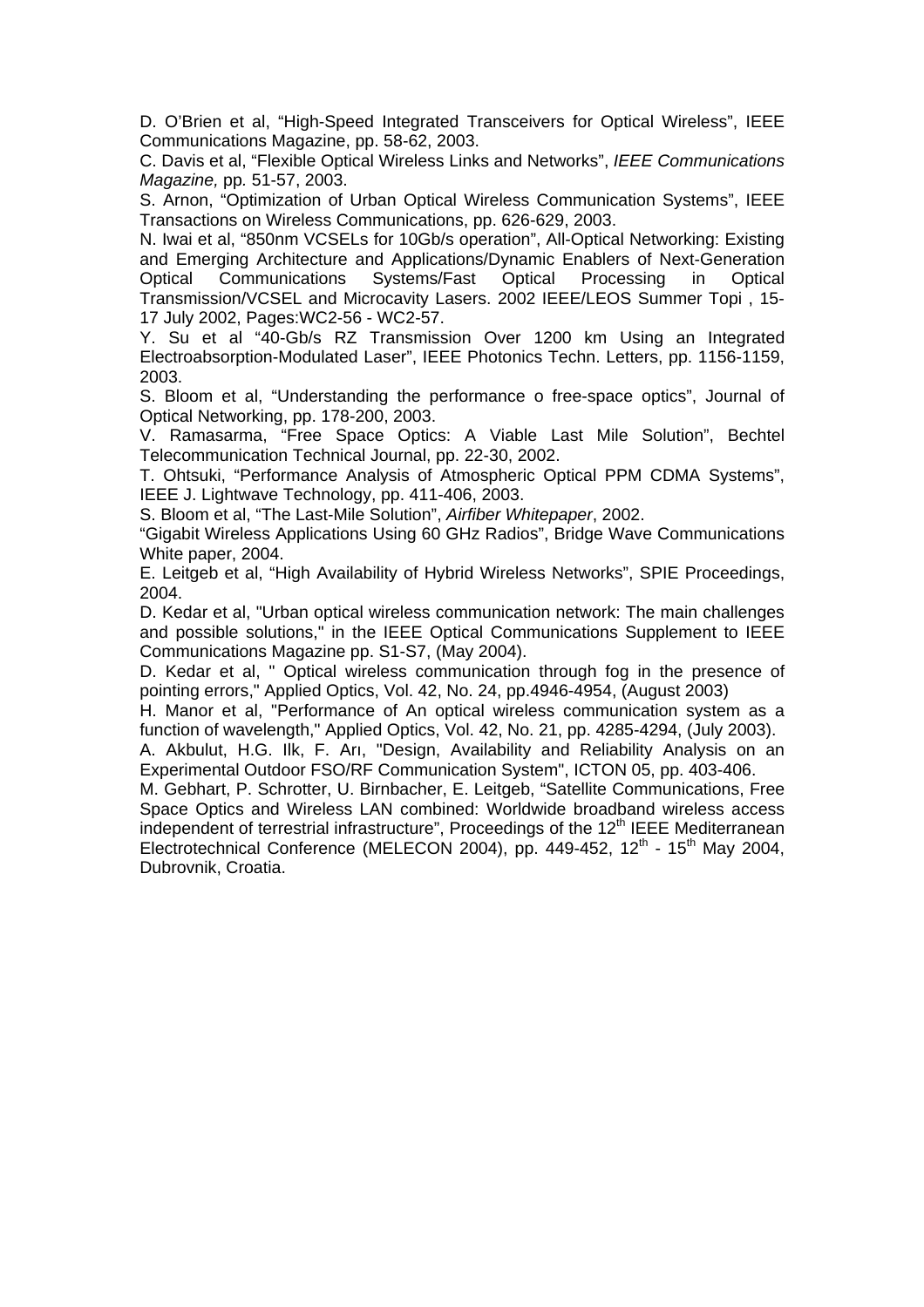D. O'Brien et al, "High-Speed Integrated Transceivers for Optical Wireless", IEEE Communications Magazine, pp. 58-62, 2003.

C. Davis et al, "Flexible Optical Wireless Links and Networks", *IEEE Communications Magazine,* pp. 51-57, 2003.

S. Arnon, "Optimization of Urban Optical Wireless Communication Systems", IEEE Transactions on Wireless Communications, pp. 626-629, 2003.

N. Iwai et al, "850nm VCSELs for 10Gb/s operation", All-Optical Networking: Existing and Emerging Architecture and Applications/Dynamic Enablers of Next-Generation Optical Communications Systems/Fast Optical Processing in Optical Transmission/VCSEL and Microcavity Lasers. 2002 IEEE/LEOS Summer Topi , 15-17 July 2002, Pages:WC2-56 - WC2-57.

Y. Su et al "40-Gb/s RZ Transmission Over 1200 km Using an Integrated Electroabsorption-Modulated Laser", IEEE Photonics Techn. Letters, pp. 1156-1159, 2003.

S. Bloom et al, "Understanding the performance o free-space optics", Journal of Optical Networking, pp. 178-200, 2003.

V. Ramasarma, "Free Space Optics: A Viable Last Mile Solution", Bechtel Telecommunication Technical Journal, pp. 22-30, 2002.

T. Ohtsuki, "Performance Analysis of Atmospheric Optical PPM CDMA Systems", IEEE J. Lightwave Technology, pp. 411-406, 2003.

S. Bloom et al, "The Last-Mile Solution", *Airfiber Whitepaper*, 2002.

"Gigabit Wireless Applications Using 60 GHz Radios", Bridge Wave Communications White paper, 2004.

E. Leitgeb et al, "High Availability of Hybrid Wireless Networks", SPIE Proceedings, 2004.

D. Kedar et al, "Urban optical wireless communication network: The main challenges and possible solutions," in the IEEE Optical Communications Supplement to IEEE Communications Magazine pp. S1-S7, (May 2004).

D. Kedar et al, " Optical wireless communication through fog in the presence of pointing errors," Applied Optics, Vol. 42, No. 24, pp.4946-4954, (August 2003)

H. Manor et al, "Performance of An optical wireless communication system as a function of wavelength," Applied Optics, Vol. 42, No. 21, pp. 4285-4294, (July 2003).

A. Akbulut, H.G. Ilk, F. Arı, "Design, Availability and Reliability Analysis on an Experimental Outdoor FSO/RF Communication System", ICTON 05, pp. 403-406.

M. Gebhart, P. Schrotter, U. Birnbacher, E. Leitgeb, "Satellite Communications, Free Space Optics and Wireless LAN combined: Worldwide broadband wireless access independent of terrestrial infrastructure", Proceedings of the 12th IEEE Mediterranean Electrotechnical Conference (MELECON 2004), pp. 449-452, 12th - 15th May 2004, Dubrovnik, Croatia.